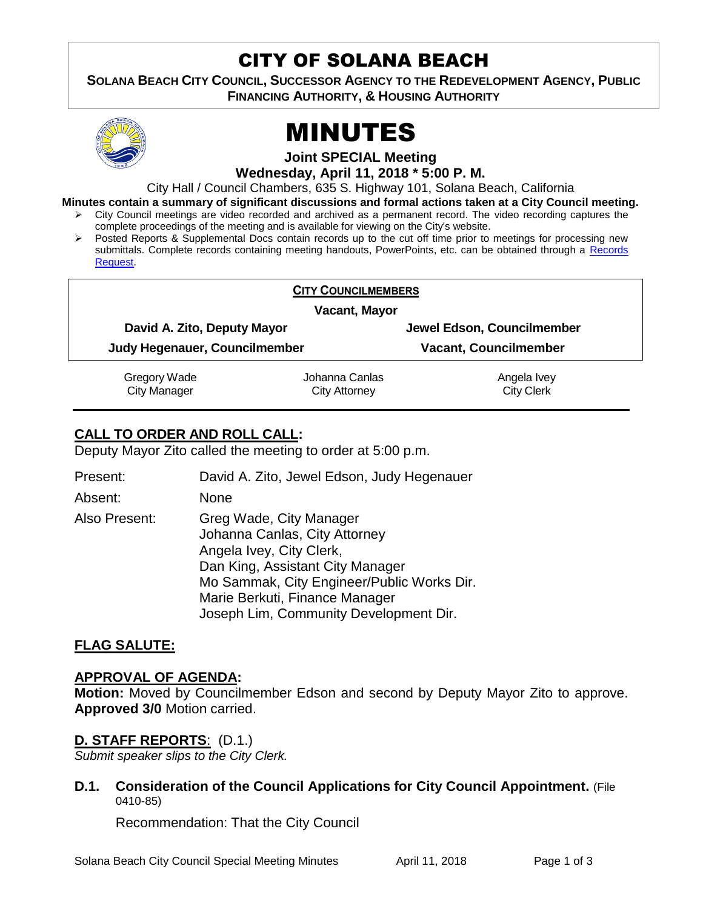# CITY OF SOLANA BEACH

**SOLANA BEACH CITY COUNCIL, SUCCESSOR AGENCY TO THE REDEVELOPMENT AGENCY, PUBLIC FINANCING AUTHORITY, & HOUSING AUTHORITY**

# MINUTES

**Joint SPECIAL Meeting**

**Wednesday, April 11, 2018 * 5:00 P. M.**

City Hall / Council Chambers, 635 S. Highway 101, Solana Beach, California

**Minutes contain a summary of significant discussions and formal actions taken at a City Council meeting.**

- City Council meetings are video recorded and archived as a permanent record. The video recording captures the complete proceedings of the meeting and is available for viewing on the City's website.
- Posted Reports & Supplemental Docs contain records up to the cut off time prior to meetings for processing new submittals. Complete records containing meeting handouts, PowerPoints, etc. can be obtained through a Records Request.

**CITY COUNCILMEMBERS**

**Vacant, Mayor**

| | |
|---|---|
| **David A. Zito, Deputy Mayor** | **Jewel Edson, Councilmember** |
| **Judy Hegenauer, Councilmember** | **Vacant, Councilmember** |

| | | |
|---|---|---|
| Gregory Wade<br>City Manager | Johanna Canlas<br>City Attorney | Angela Ivey<br>City Clerk |

## CALL TO ORDER AND ROLL CALL:

Deputy Mayor Zito called the meeting to order at 5:00 p.m.

Present: David A. Zito, Jewel Edson, Judy Hegenauer

Absent: None

Also Present: Greg Wade, City Manager
Johanna Canlas, City Attorney
Angela Ivey, City Clerk,
Dan King, Assistant City Manager
Mo Sammak, City Engineer/Public Works Dir.
Marie Berkuti, Finance Manager
Joseph Lim, Community Development Dir.

## FLAG SALUTE:

## APPROVAL OF AGENDA:

**Motion:** Moved by Councilmember Edson and second by Deputy Mayor Zito to approve. **Approved 3/0** Motion carried.

## D. STAFF REPORTS: (D.1.)

*Submit speaker slips to the City Clerk.*

### D.1. Consideration of the Council Applications for City Council Appointment. (File 0410-85)

Recommendation: That the City Council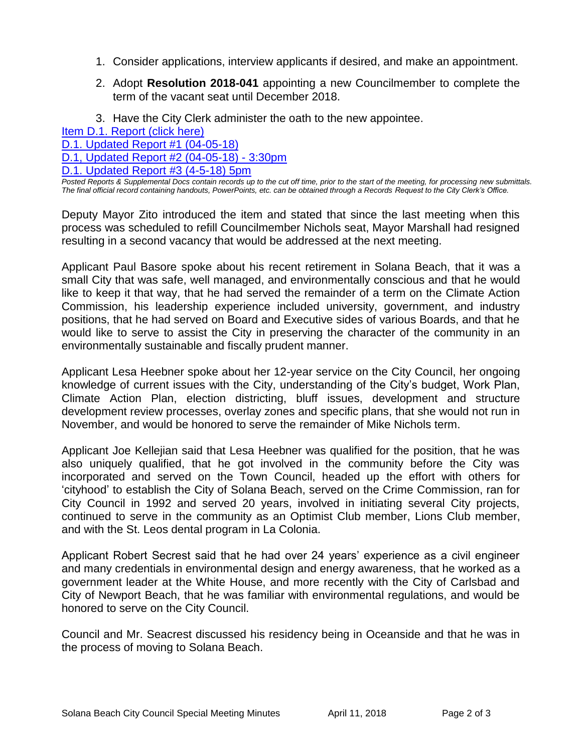1. Consider applications, interview applicants if desired, and make an appointment.
2. Adopt **Resolution 2018-041** appointing a new Councilmember to complete the term of the vacant seat until December 2018.
3. Have the City Clerk administer the oath to the new appointee.

Item D.1. Report (click here)
D.1. Updated Report #1 (04-05-18)
D.1, Updated Report #2 (04-05-18) - 3:30pm
D.1. Updated Report #3 (4-5-18) 5pm

*Posted Reports & Supplemental Docs contain records up to the cut off time, prior to the start of the meeting, for processing new submittals. The final official record containing handouts, PowerPoints, etc. can be obtained through a Records Request to the City Clerk's Office.*

Deputy Mayor Zito introduced the item and stated that since the last meeting when this process was scheduled to refill Councilmember Nichols seat, Mayor Marshall had resigned resulting in a second vacancy that would be addressed at the next meeting.

Applicant Paul Basore spoke about his recent retirement in Solana Beach, that it was a small City that was safe, well managed, and environmentally conscious and that he would like to keep it that way, that he had served the remainder of a term on the Climate Action Commission, his leadership experience included university, government, and industry positions, that he had served on Board and Executive sides of various Boards, and that he would like to serve to assist the City in preserving the character of the community in an environmentally sustainable and fiscally prudent manner.

Applicant Lesa Heebner spoke about her 12-year service on the City Council, her ongoing knowledge of current issues with the City, understanding of the City's budget, Work Plan, Climate Action Plan, election districting, bluff issues, development and structure development review processes, overlay zones and specific plans, that she would not run in November, and would be honored to serve the remainder of Mike Nichols term.

Applicant Joe Kellejian said that Lesa Heebner was qualified for the position, that he was also uniquely qualified, that he got involved in the community before the City was incorporated and served on the Town Council, headed up the effort with others for 'cityhood' to establish the City of Solana Beach, served on the Crime Commission, ran for City Council in 1992 and served 20 years, involved in initiating several City projects, continued to serve in the community as an Optimist Club member, Lions Club member, and with the St. Leos dental program in La Colonia.

Applicant Robert Secrest said that he had over 24 years' experience as a civil engineer and many credentials in environmental design and energy awareness, that he worked as a government leader at the White House, and more recently with the City of Carlsbad and City of Newport Beach, that he was familiar with environmental regulations, and would be honored to serve on the City Council.

Council and Mr. Seacrest discussed his residency being in Oceanside and that he was in the process of moving to Solana Beach.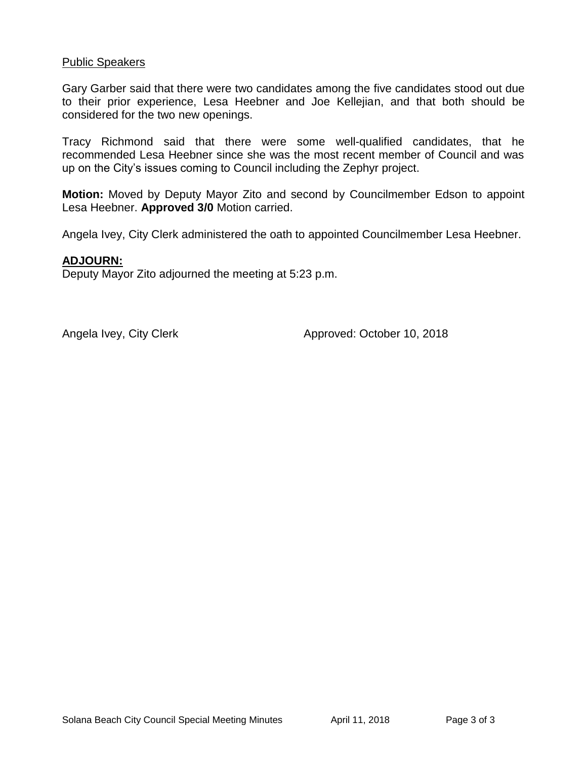Public Speakers

Gary Garber said that there were two candidates among the five candidates stood out due to their prior experience, Lesa Heebner and Joe Kellejian, and that both should be considered for the two new openings.

Tracy Richmond said that there were some well-qualified candidates, that he recommended Lesa Heebner since she was the most recent member of Council and was up on the City's issues coming to Council including the Zephyr project.

**Motion:** Moved by Deputy Mayor Zito and second by Councilmember Edson to appoint Lesa Heebner. **Approved 3/0** Motion carried.

Angela Ivey, City Clerk administered the oath to appointed Councilmember Lesa Heebner.

## ADJOURN:

Deputy Mayor Zito adjourned the meeting at 5:23 p.m.

Angela Ivey, City Clerk    Approved: October 10, 2018